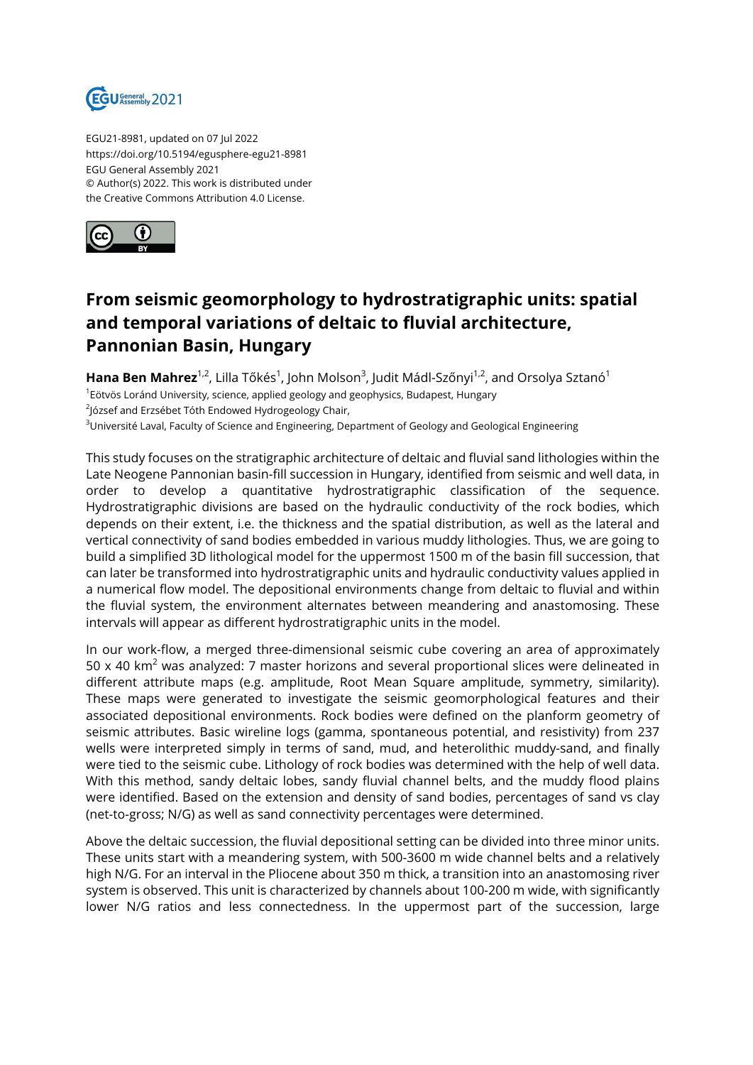EGU21-8981, updated on 07 Jul 2022
https://doi.org/10.5194/egusphere-egu21-8981
EGU General Assembly 2021
© Author(s) 2022. This work is distributed under
the Creative Commons Attribution 4.0 License.

# From seismic geomorphology to hydrostratigraphic units: spatial and temporal variations of deltaic to fluvial architecture, Pannonian Basin, Hungary

**Hana Ben Mahrez**[1,2], Lilla Tőkés[1], John Molson[3], Judit Mádl-Szőnyi[1,2], and Orsolya Sztanó[1]

[1]Eötvös Loránd University, science, applied geology and geophysics, Budapest, Hungary
[2]József and Erzsébet Tóth Endowed Hydrogeology Chair,
[3]Université Laval, Faculty of Science and Engineering, Department of Geology and Geological Engineering

This study focuses on the stratigraphic architecture of deltaic and fluvial sand lithologies within the Late Neogene Pannonian basin-fill succession in Hungary, identified from seismic and well data, in order to develop a quantitative hydrostratigraphic classification of the sequence. Hydrostratigraphic divisions are based on the hydraulic conductivity of the rock bodies, which depends on their extent, i.e. the thickness and the spatial distribution, as well as the lateral and vertical connectivity of sand bodies embedded in various muddy lithologies. Thus, we are going to build a simplified 3D lithological model for the uppermost 1500 m of the basin fill succession, that can later be transformed into hydrostratigraphic units and hydraulic conductivity values applied in a numerical flow model. The depositional environments change from deltaic to fluvial and within the fluvial system, the environment alternates between meandering and anastomosing. These intervals will appear as different hydrostratigraphic units in the model.

In our work-flow, a merged three-dimensional seismic cube covering an area of approximately 50 x 40 km$^2$ was analyzed: 7 master horizons and several proportional slices were delineated in different attribute maps (e.g. amplitude, Root Mean Square amplitude, symmetry, similarity). These maps were generated to investigate the seismic geomorphological features and their associated depositional environments. Rock bodies were defined on the planform geometry of seismic attributes. Basic wireline logs (gamma, spontaneous potential, and resistivity) from 237 wells were interpreted simply in terms of sand, mud, and heterolithic muddy-sand, and finally were tied to the seismic cube. Lithology of rock bodies was determined with the help of well data. With this method, sandy deltaic lobes, sandy fluvial channel belts, and the muddy flood plains were identified. Based on the extension and density of sand bodies, percentages of sand vs clay (net-to-gross; N/G) as well as sand connectivity percentages were determined.

Above the deltaic succession, the fluvial depositional setting can be divided into three minor units. These units start with a meandering system, with 500-3600 m wide channel belts and a relatively high N/G. For an interval in the Pliocene about 350 m thick, a transition into an anastomosing river system is observed. This unit is characterized by channels about 100-200 m wide, with significantly lower N/G ratios and less connectedness. In the uppermost part of the succession, large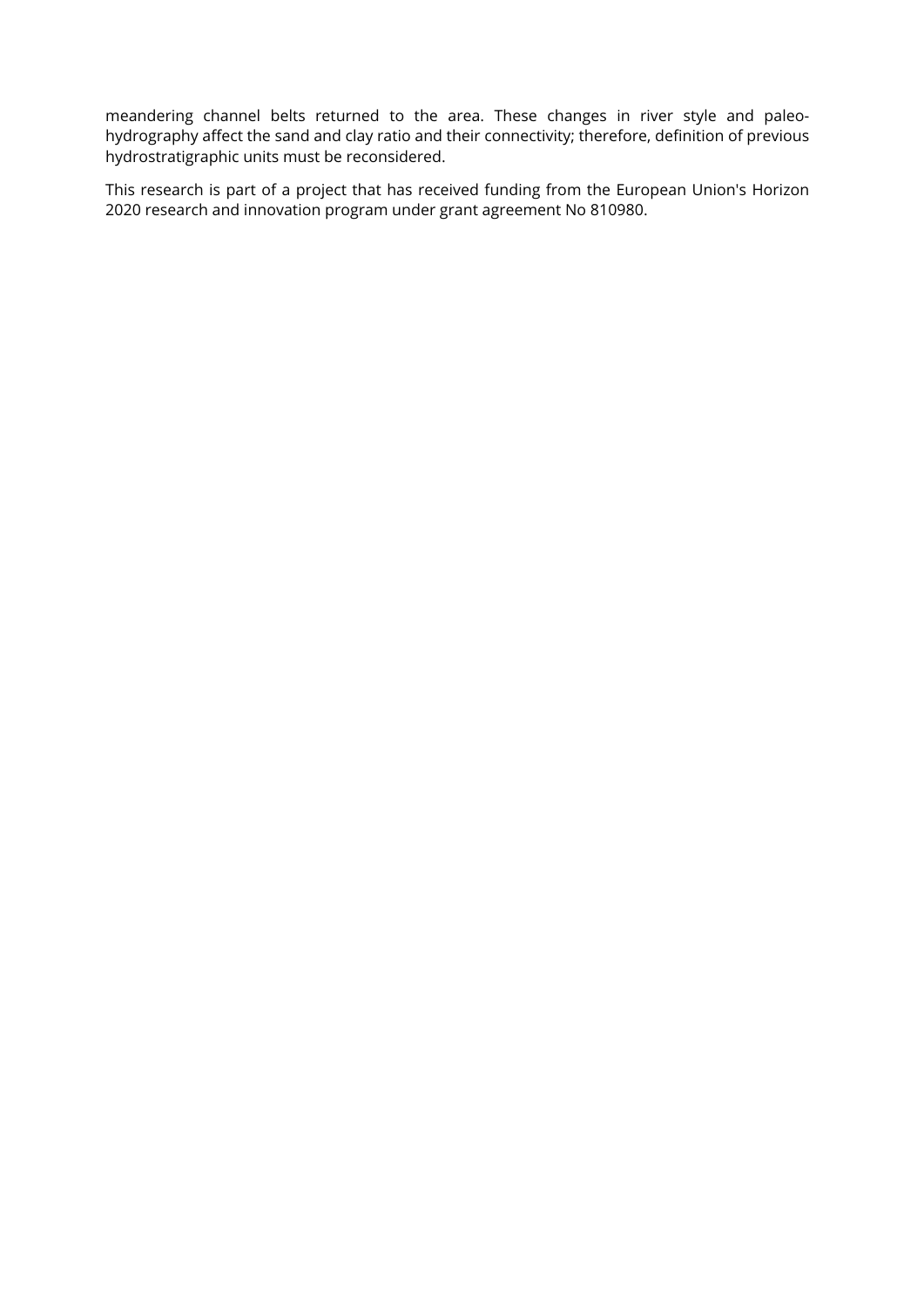meandering channel belts returned to the area. These changes in river style and paleo-hydrography affect the sand and clay ratio and their connectivity; therefore, definition of previous hydrostratigraphic units must be reconsidered.

This research is part of a project that has received funding from the European Union's Horizon 2020 research and innovation program under grant agreement No 810980.